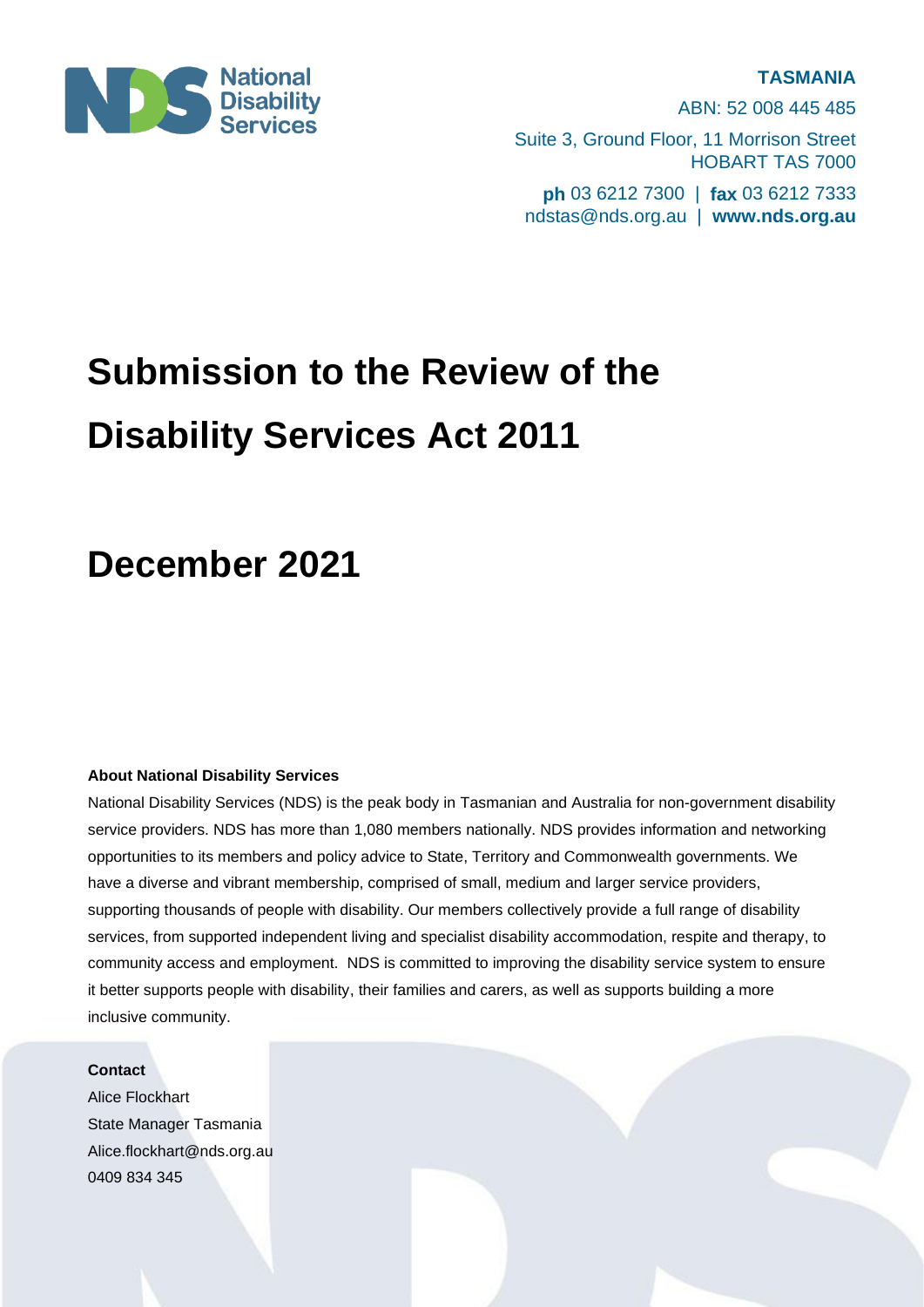National Disability Services

**TASMANIA**

ABN: 52 008 445 485

Suite 3, Ground Floor, 11 Morrison Street
HOBART TAS 7000

**ph** 03 6212 7300 | **fax** 03 6212 7333
ndstas@nds.org.au | **www.nds.org.au**

# Submission to the Review of the Disability Services Act 2011

# December 2021

**About National Disability Services**

National Disability Services (NDS) is the peak body in Tasmanian and Australia for non-government disability service providers. NDS has more than 1,080 members nationally. NDS provides information and networking opportunities to its members and policy advice to State, Territory and Commonwealth governments. We have a diverse and vibrant membership, comprised of small, medium and larger service providers, supporting thousands of people with disability. Our members collectively provide a full range of disability services, from supported independent living and specialist disability accommodation, respite and therapy, to community access and employment. NDS is committed to improving the disability service system to ensure it better supports people with disability, their families and carers, as well as supports building a more inclusive community.

**Contact**

Alice Flockhart
State Manager Tasmania
Alice.flockhart@nds.org.au
0409 834 345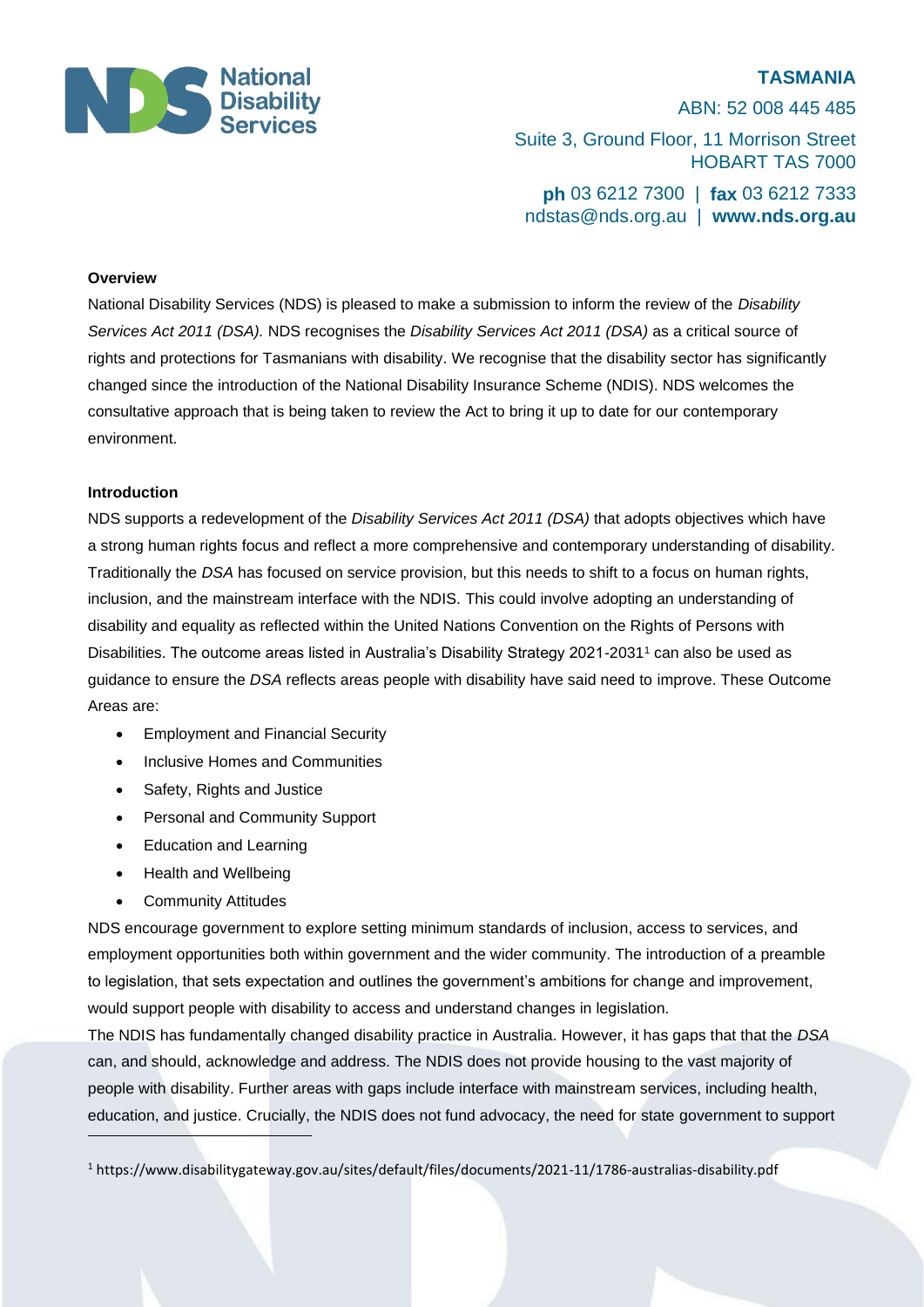**Overview**

National Disability Services (NDS) is pleased to make a submission to inform the review of the *Disability Services Act 2011 (DSA).* NDS recognises the *Disability Services Act 2011 (DSA)* as a critical source of rights and protections for Tasmanians with disability. We recognise that the disability sector has significantly changed since the introduction of the National Disability Insurance Scheme (NDIS). NDS welcomes the consultative approach that is being taken to review the Act to bring it up to date for our contemporary environment.

**Introduction**

NDS supports a redevelopment of the *Disability Services Act 2011 (DSA)* that adopts objectives which have a strong human rights focus and reflect a more comprehensive and contemporary understanding of disability. Traditionally the *DSA* has focused on service provision, but this needs to shift to a focus on human rights, inclusion, and the mainstream interface with the NDIS. This could involve adopting an understanding of disability and equality as reflected within the United Nations Convention on the Rights of Persons with Disabilities. The outcome areas listed in Australia's Disability Strategy 2021-2031[1] can also be used as guidance to ensure the *DSA* reflects areas people with disability have said need to improve. These Outcome Areas are:

- Employment and Financial Security
- Inclusive Homes and Communities
- Safety, Rights and Justice
- Personal and Community Support
- Education and Learning
- Health and Wellbeing
- Community Attitudes

NDS encourage government to explore setting minimum standards of inclusion, access to services, and employment opportunities both within government and the wider community. The introduction of a preamble to legislation, that sets expectation and outlines the government's ambitions for change and improvement, would support people with disability to access and understand changes in legislation.

The NDIS has fundamentally changed disability practice in Australia. However, it has gaps that that the *DSA* can, and should, acknowledge and address. The NDIS does not provide housing to the vast majority of people with disability. Further areas with gaps include interface with mainstream services, including health, education, and justice. Crucially, the NDIS does not fund advocacy, the need for state government to support

[1] https://www.disabilitygateway.gov.au/sites/default/files/documents/2021-11/1786-australias-disability.pdf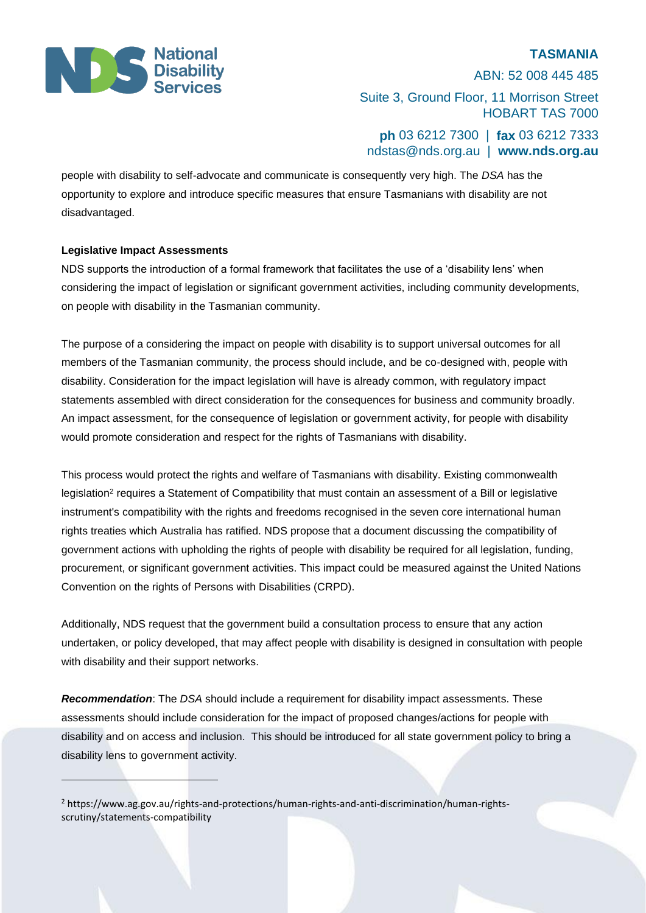people with disability to self-advocate and communicate is consequently very high. The *DSA* has the opportunity to explore and introduce specific measures that ensure Tasmanians with disability are not disadvantaged.

**Legislative Impact Assessments**

NDS supports the introduction of a formal framework that facilitates the use of a 'disability lens' when considering the impact of legislation or significant government activities, including community developments, on people with disability in the Tasmanian community.

The purpose of a considering the impact on people with disability is to support universal outcomes for all members of the Tasmanian community, the process should include, and be co-designed with, people with disability. Consideration for the impact legislation will have is already common, with regulatory impact statements assembled with direct consideration for the consequences for business and community broadly. An impact assessment, for the consequence of legislation or government activity, for people with disability would promote consideration and respect for the rights of Tasmanians with disability.

This process would protect the rights and welfare of Tasmanians with disability. Existing commonwealth legislation[2] requires a Statement of Compatibility that must contain an assessment of a Bill or legislative instrument's compatibility with the rights and freedoms recognised in the seven core international human rights treaties which Australia has ratified. NDS propose that a document discussing the compatibility of government actions with upholding the rights of people with disability be required for all legislation, funding, procurement, or significant government activities. This impact could be measured against the United Nations Convention on the rights of Persons with Disabilities (CRPD).

Additionally, NDS request that the government build a consultation process to ensure that any action undertaken, or policy developed, that may affect people with disability is designed in consultation with people with disability and their support networks.

***Recommendation***: The *DSA* should include a requirement for disability impact assessments. These assessments should include consideration for the impact of proposed changes/actions for people with disability and on access and inclusion. This should be introduced for all state government policy to bring a disability lens to government activity.

---

[2] https://www.ag.gov.au/rights-and-protections/human-rights-and-anti-discrimination/human-rights-scrutiny/statements-compatibility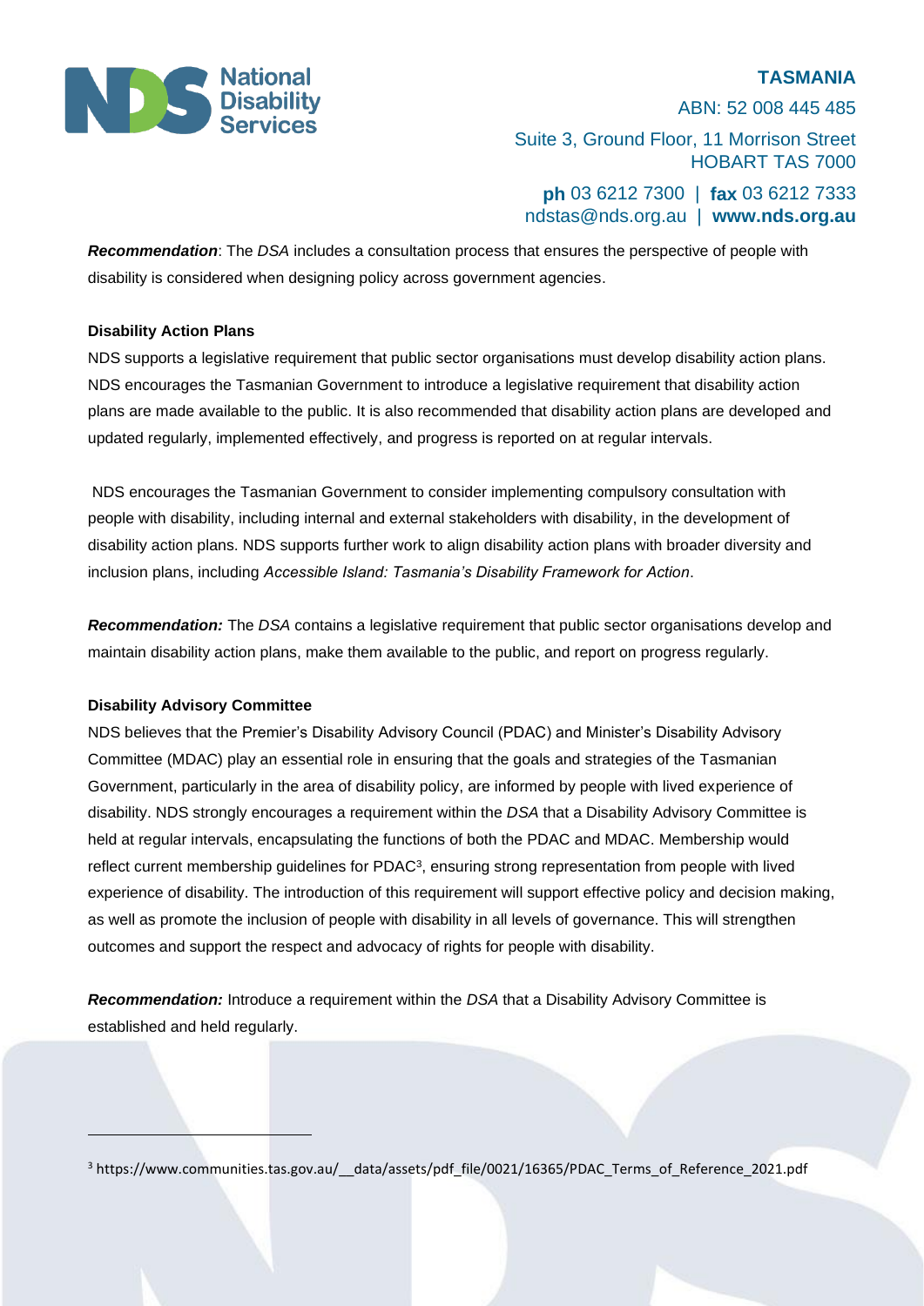***Recommendation***: The *DSA* includes a consultation process that ensures the perspective of people with disability is considered when designing policy across government agencies.

**Disability Action Plans**

NDS supports a legislative requirement that public sector organisations must develop disability action plans. NDS encourages the Tasmanian Government to introduce a legislative requirement that disability action plans are made available to the public. It is also recommended that disability action plans are developed and updated regularly, implemented effectively, and progress is reported on at regular intervals.

NDS encourages the Tasmanian Government to consider implementing compulsory consultation with people with disability, including internal and external stakeholders with disability, in the development of disability action plans. NDS supports further work to align disability action plans with broader diversity and inclusion plans, including *Accessible Island: Tasmania's Disability Framework for Action*.

***Recommendation:*** The *DSA* contains a legislative requirement that public sector organisations develop and maintain disability action plans, make them available to the public, and report on progress regularly.

**Disability Advisory Committee**

NDS believes that the Premier's Disability Advisory Council (PDAC) and Minister's Disability Advisory Committee (MDAC) play an essential role in ensuring that the goals and strategies of the Tasmanian Government, particularly in the area of disability policy, are informed by people with lived experience of disability. NDS strongly encourages a requirement within the *DSA* that a Disability Advisory Committee is held at regular intervals, encapsulating the functions of both the PDAC and MDAC. Membership would reflect current membership guidelines for PDAC[3], ensuring strong representation from people with lived experience of disability. The introduction of this requirement will support effective policy and decision making, as well as promote the inclusion of people with disability in all levels of governance. This will strengthen outcomes and support the respect and advocacy of rights for people with disability.

***Recommendation:*** Introduce a requirement within the *DSA* that a Disability Advisory Committee is established and held regularly.

[3] https://www.communities.tas.gov.au/__data/assets/pdf_file/0021/16365/PDAC_Terms_of_Reference_2021.pdf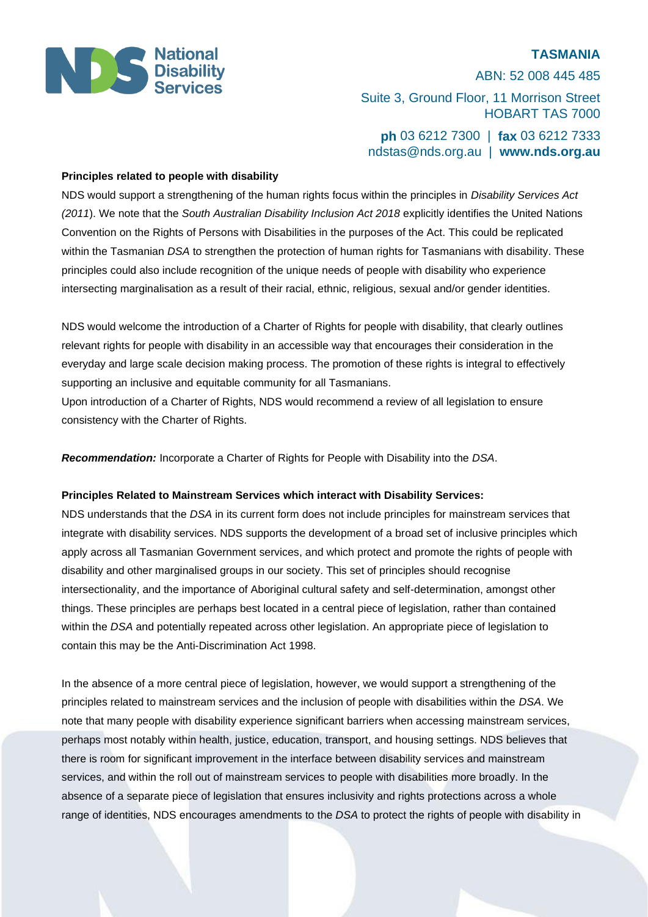**Principles related to people with disability**

NDS would support a strengthening of the human rights focus within the principles in *Disability Services Act (2011*). We note that the *South Australian Disability Inclusion Act 2018* explicitly identifies the United Nations Convention on the Rights of Persons with Disabilities in the purposes of the Act. This could be replicated within the Tasmanian *DSA* to strengthen the protection of human rights for Tasmanians with disability. These principles could also include recognition of the unique needs of people with disability who experience intersecting marginalisation as a result of their racial, ethnic, religious, sexual and/or gender identities.

NDS would welcome the introduction of a Charter of Rights for people with disability, that clearly outlines relevant rights for people with disability in an accessible way that encourages their consideration in the everyday and large scale decision making process. The promotion of these rights is integral to effectively supporting an inclusive and equitable community for all Tasmanians.
Upon introduction of a Charter of Rights, NDS would recommend a review of all legislation to ensure consistency with the Charter of Rights.

***Recommendation:*** Incorporate a Charter of Rights for People with Disability into the *DSA*.

**Principles Related to Mainstream Services which interact with Disability Services:**

NDS understands that the *DSA* in its current form does not include principles for mainstream services that integrate with disability services. NDS supports the development of a broad set of inclusive principles which apply across all Tasmanian Government services, and which protect and promote the rights of people with disability and other marginalised groups in our society. This set of principles should recognise intersectionality, and the importance of Aboriginal cultural safety and self-determination, amongst other things. These principles are perhaps best located in a central piece of legislation, rather than contained within the *DSA* and potentially repeated across other legislation. An appropriate piece of legislation to contain this may be the Anti-Discrimination Act 1998.

In the absence of a more central piece of legislation, however, we would support a strengthening of the principles related to mainstream services and the inclusion of people with disabilities within the *DSA*. We note that many people with disability experience significant barriers when accessing mainstream services, perhaps most notably within health, justice, education, transport, and housing settings. NDS believes that there is room for significant improvement in the interface between disability services and mainstream services, and within the roll out of mainstream services to people with disabilities more broadly. In the absence of a separate piece of legislation that ensures inclusivity and rights protections across a whole range of identities, NDS encourages amendments to the *DSA* to protect the rights of people with disability in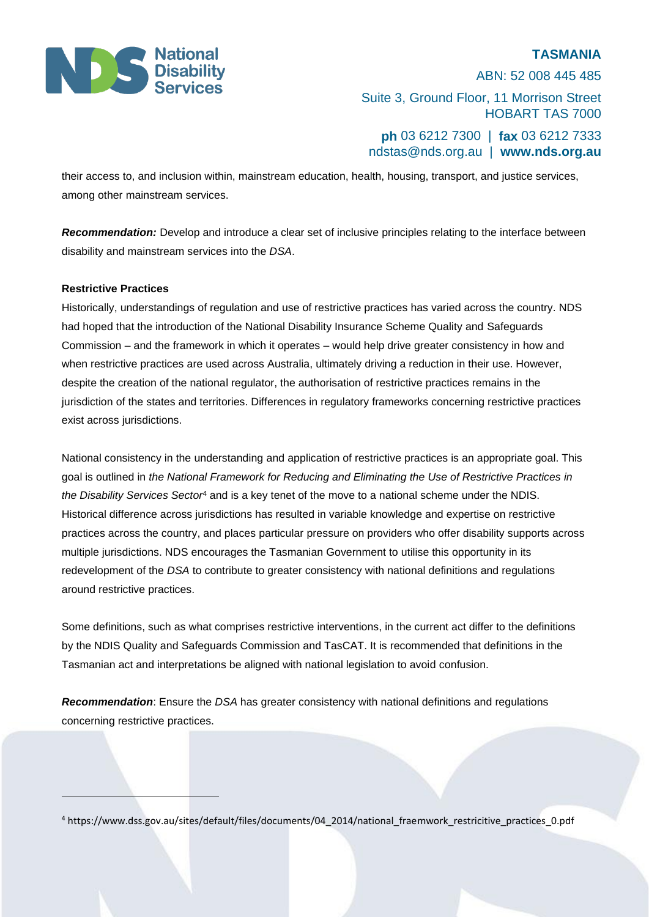their access to, and inclusion within, mainstream education, health, housing, transport, and justice services, among other mainstream services.

***Recommendation:*** Develop and introduce a clear set of inclusive principles relating to the interface between disability and mainstream services into the *DSA*.

**Restrictive Practices**

Historically, understandings of regulation and use of restrictive practices has varied across the country. NDS had hoped that the introduction of the National Disability Insurance Scheme Quality and Safeguards Commission – and the framework in which it operates – would help drive greater consistency in how and when restrictive practices are used across Australia, ultimately driving a reduction in their use. However, despite the creation of the national regulator, the authorisation of restrictive practices remains in the jurisdiction of the states and territories. Differences in regulatory frameworks concerning restrictive practices exist across jurisdictions.

National consistency in the understanding and application of restrictive practices is an appropriate goal. This goal is outlined in *the National Framework for Reducing and Eliminating the Use of Restrictive Practices in the Disability Services Sector*[4] and is a key tenet of the move to a national scheme under the NDIS. Historical difference across jurisdictions has resulted in variable knowledge and expertise on restrictive practices across the country, and places particular pressure on providers who offer disability supports across multiple jurisdictions. NDS encourages the Tasmanian Government to utilise this opportunity in its redevelopment of the *DSA* to contribute to greater consistency with national definitions and regulations around restrictive practices.

Some definitions, such as what comprises restrictive interventions, in the current act differ to the definitions by the NDIS Quality and Safeguards Commission and TasCAT. It is recommended that definitions in the Tasmanian act and interpretations be aligned with national legislation to avoid confusion.

***Recommendation***: Ensure the *DSA* has greater consistency with national definitions and regulations concerning restrictive practices.

[4] https://www.dss.gov.au/sites/default/files/documents/04_2014/national_fraemwork_restricitive_practices_0.pdf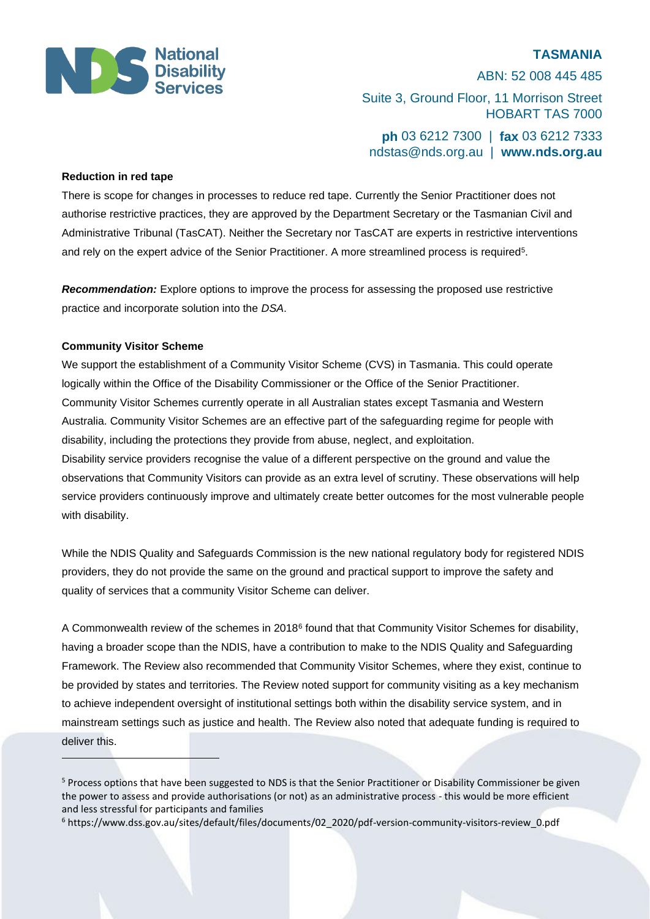#### Reduction in red tape

There is scope for changes in processes to reduce red tape. Currently the Senior Practitioner does not authorise restrictive practices, they are approved by the Department Secretary or the Tasmanian Civil and Administrative Tribunal (TasCAT). Neither the Secretary nor TasCAT are experts in restrictive interventions and rely on the expert advice of the Senior Practitioner. A more streamlined process is required[5].

***Recommendation:*** Explore options to improve the process for assessing the proposed use restrictive practice and incorporate solution into the *DSA*.

#### Community Visitor Scheme

We support the establishment of a Community Visitor Scheme (CVS) in Tasmania. This could operate logically within the Office of the Disability Commissioner or the Office of the Senior Practitioner. Community Visitor Schemes currently operate in all Australian states except Tasmania and Western Australia. Community Visitor Schemes are an effective part of the safeguarding regime for people with disability, including the protections they provide from abuse, neglect, and exploitation.
Disability service providers recognise the value of a different perspective on the ground and value the observations that Community Visitors can provide as an extra level of scrutiny. These observations will help service providers continuously improve and ultimately create better outcomes for the most vulnerable people with disability.

While the NDIS Quality and Safeguards Commission is the new national regulatory body for registered NDIS providers, they do not provide the same on the ground and practical support to improve the safety and quality of services that a community Visitor Scheme can deliver.

A Commonwealth review of the schemes in 2018[6] found that that Community Visitor Schemes for disability, having a broader scope than the NDIS, have a contribution to make to the NDIS Quality and Safeguarding Framework. The Review also recommended that Community Visitor Schemes, where they exist, continue to be provided by states and territories. The Review noted support for community visiting as a key mechanism to achieve independent oversight of institutional settings both within the disability service system, and in mainstream settings such as justice and health. The Review also noted that adequate funding is required to deliver this.

---

[5] Process options that have been suggested to NDS is that the Senior Practitioner or Disability Commissioner be given the power to assess and provide authorisations (or not) as an administrative process - this would be more efficient and less stressful for participants and families

[6] https://www.dss.gov.au/sites/default/files/documents/02_2020/pdf-version-community-visitors-review_0.pdf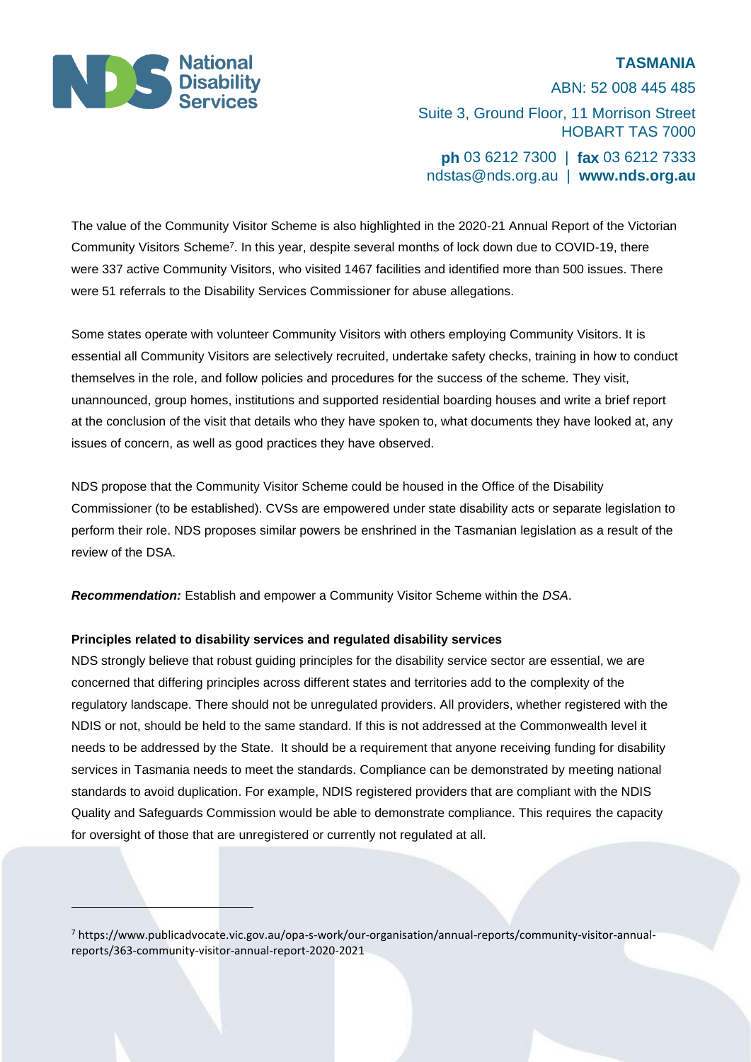The value of the Community Visitor Scheme is also highlighted in the 2020-21 Annual Report of the Victorian Community Visitors Scheme[7]. In this year, despite several months of lock down due to COVID-19, there were 337 active Community Visitors, who visited 1467 facilities and identified more than 500 issues. There were 51 referrals to the Disability Services Commissioner for abuse allegations.

Some states operate with volunteer Community Visitors with others employing Community Visitors. It is essential all Community Visitors are selectively recruited, undertake safety checks, training in how to conduct themselves in the role, and follow policies and procedures for the success of the scheme. They visit, unannounced, group homes, institutions and supported residential boarding houses and write a brief report at the conclusion of the visit that details who they have spoken to, what documents they have looked at, any issues of concern, as well as good practices they have observed.

NDS propose that the Community Visitor Scheme could be housed in the Office of the Disability Commissioner (to be established). CVSs are empowered under state disability acts or separate legislation to perform their role. NDS proposes similar powers be enshrined in the Tasmanian legislation as a result of the review of the DSA.

***Recommendation:*** Establish and empower a Community Visitor Scheme within the *DSA*.

**Principles related to disability services and regulated disability services**

NDS strongly believe that robust guiding principles for the disability service sector are essential, we are concerned that differing principles across different states and territories add to the complexity of the regulatory landscape. There should not be unregulated providers. All providers, whether registered with the NDIS or not, should be held to the same standard. If this is not addressed at the Commonwealth level it needs to be addressed by the State. It should be a requirement that anyone receiving funding for disability services in Tasmania needs to meet the standards. Compliance can be demonstrated by meeting national standards to avoid duplication. For example, NDIS registered providers that are compliant with the NDIS Quality and Safeguards Commission would be able to demonstrate compliance. This requires the capacity for oversight of those that are unregistered or currently not regulated at all.

[7] https://www.publicadvocate.vic.gov.au/opa-s-work/our-organisation/annual-reports/community-visitor-annual-reports/363-community-visitor-annual-report-2020-2021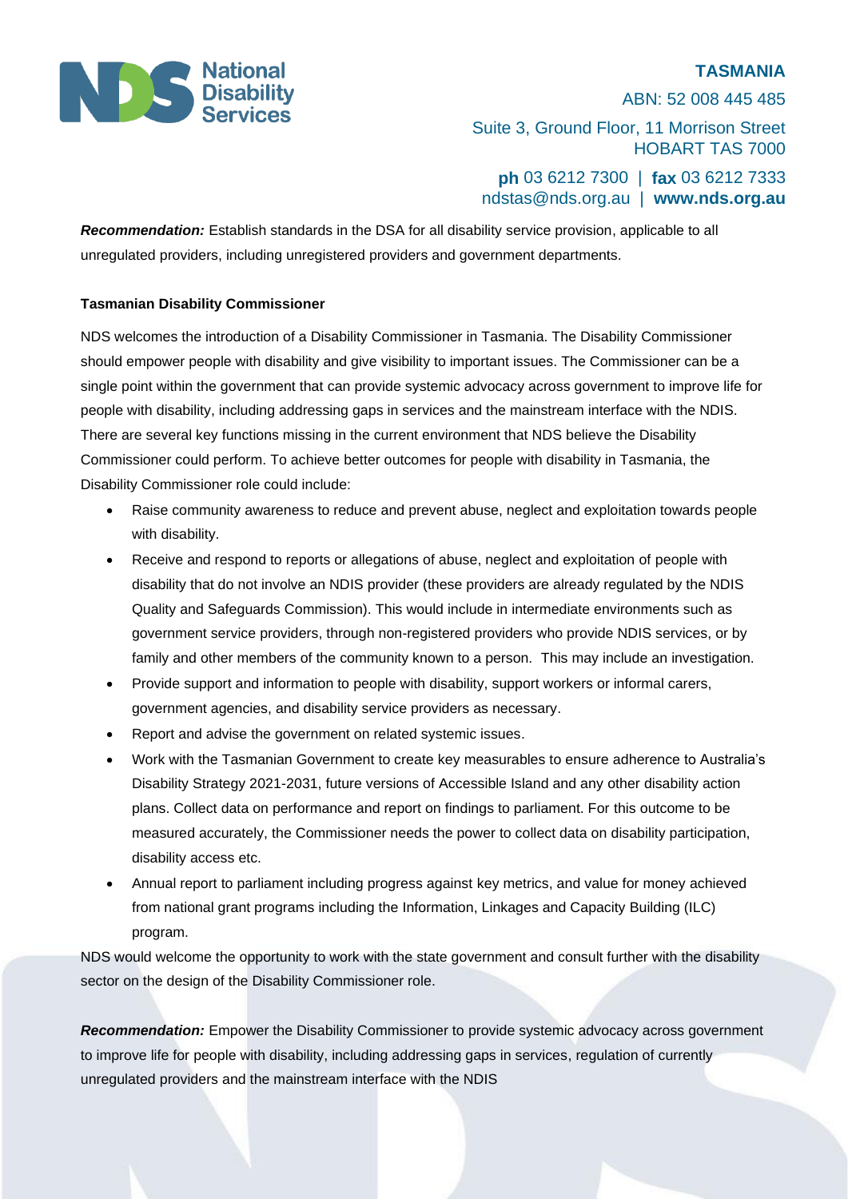***Recommendation:*** Establish standards in the DSA for all disability service provision, applicable to all unregulated providers, including unregistered providers and government departments.

**Tasmanian Disability Commissioner**

NDS welcomes the introduction of a Disability Commissioner in Tasmania. The Disability Commissioner should empower people with disability and give visibility to important issues. The Commissioner can be a single point within the government that can provide systemic advocacy across government to improve life for people with disability, including addressing gaps in services and the mainstream interface with the NDIS. There are several key functions missing in the current environment that NDS believe the Disability Commissioner could perform. To achieve better outcomes for people with disability in Tasmania, the Disability Commissioner role could include:

- Raise community awareness to reduce and prevent abuse, neglect and exploitation towards people with disability.
- Receive and respond to reports or allegations of abuse, neglect and exploitation of people with disability that do not involve an NDIS provider (these providers are already regulated by the NDIS Quality and Safeguards Commission). This would include in intermediate environments such as government service providers, through non-registered providers who provide NDIS services, or by family and other members of the community known to a person. This may include an investigation.
- Provide support and information to people with disability, support workers or informal carers, government agencies, and disability service providers as necessary.
- Report and advise the government on related systemic issues.
- Work with the Tasmanian Government to create key measurables to ensure adherence to Australia's Disability Strategy 2021-2031, future versions of Accessible Island and any other disability action plans. Collect data on performance and report on findings to parliament. For this outcome to be measured accurately, the Commissioner needs the power to collect data on disability participation, disability access etc.
- Annual report to parliament including progress against key metrics, and value for money achieved from national grant programs including the Information, Linkages and Capacity Building (ILC) program.

NDS would welcome the opportunity to work with the state government and consult further with the disability sector on the design of the Disability Commissioner role.

***Recommendation:*** Empower the Disability Commissioner to provide systemic advocacy across government to improve life for people with disability, including addressing gaps in services, regulation of currently unregulated providers and the mainstream interface with the NDIS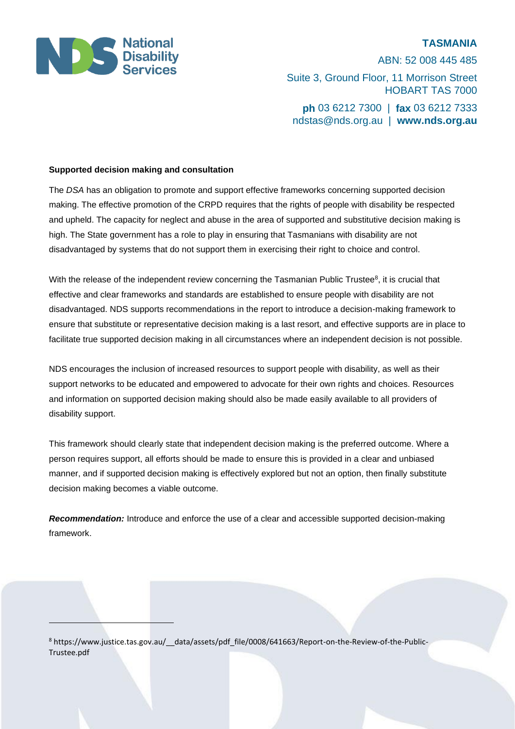**Supported decision making and consultation**

The *DSA* has an obligation to promote and support effective frameworks concerning supported decision making. The effective promotion of the CRPD requires that the rights of people with disability be respected and upheld. The capacity for neglect and abuse in the area of supported and substitutive decision making is high. The State government has a role to play in ensuring that Tasmanians with disability are not disadvantaged by systems that do not support them in exercising their right to choice and control.

With the release of the independent review concerning the Tasmanian Public Trustee[8], it is crucial that effective and clear frameworks and standards are established to ensure people with disability are not disadvantaged. NDS supports recommendations in the report to introduce a decision-making framework to ensure that substitute or representative decision making is a last resort, and effective supports are in place to facilitate true supported decision making in all circumstances where an independent decision is not possible.

NDS encourages the inclusion of increased resources to support people with disability, as well as their support networks to be educated and empowered to advocate for their own rights and choices. Resources and information on supported decision making should also be made easily available to all providers of disability support.

This framework should clearly state that independent decision making is the preferred outcome. Where a person requires support, all efforts should be made to ensure this is provided in a clear and unbiased manner, and if supported decision making is effectively explored but not an option, then finally substitute decision making becomes a viable outcome.

***Recommendation:*** Introduce and enforce the use of a clear and accessible supported decision-making framework.

---

[8] https://www.justice.tas.gov.au/__data/assets/pdf_file/0008/641663/Report-on-the-Review-of-the-Public-Trustee.pdf